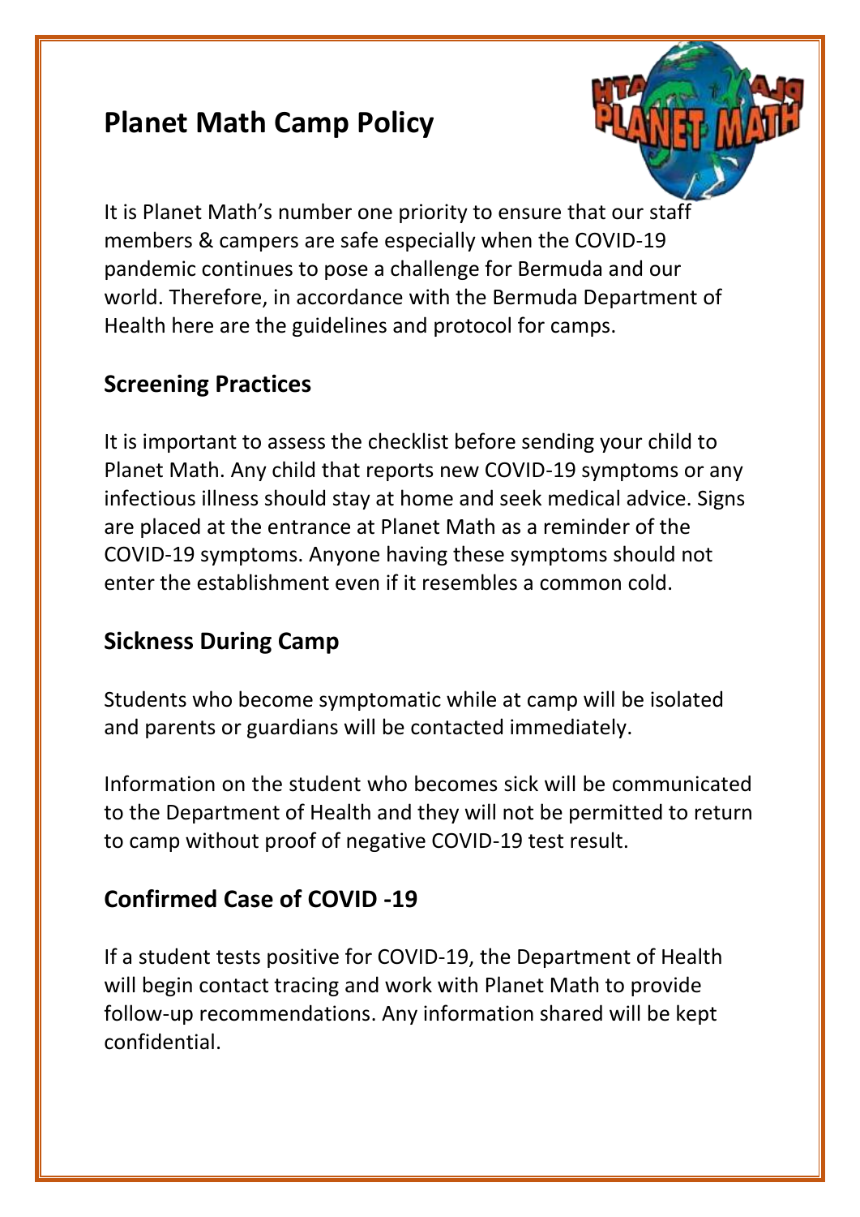# Planet Math Camp Policy

It is Planet Math's number one priority to ensure that our staff members & campers are safe especially when the COVID-19 pandemic continues to pose a challenge for Bermuda and our world. Therefore, in accordance with the Bermuda Department of Health here are the guidelines and protocol for camps.

## Screening Practices

It is important to assess the checklist before sending your child to Planet Math. Any child that reports new COVID-19 symptoms or any infectious illness should stay at home and seek medical advice. Signs are placed at the entrance at Planet Math as a reminder of the COVID-19 symptoms. Anyone having these symptoms should not enter the establishment even if it resembles a common cold.

## Sickness During Camp

Students who become symptomatic while at camp will be isolated and parents or guardians will be contacted immediately.

Information on the student who becomes sick will be communicated to the Department of Health and they will not be permitted to return to camp without proof of negative COVID-19 test result.

## Confirmed Case of COVID -19

If a student tests positive for COVID-19, the Department of Health will begin contact tracing and work with Planet Math to provide follow-up recommendations. Any information shared will be kept confidential.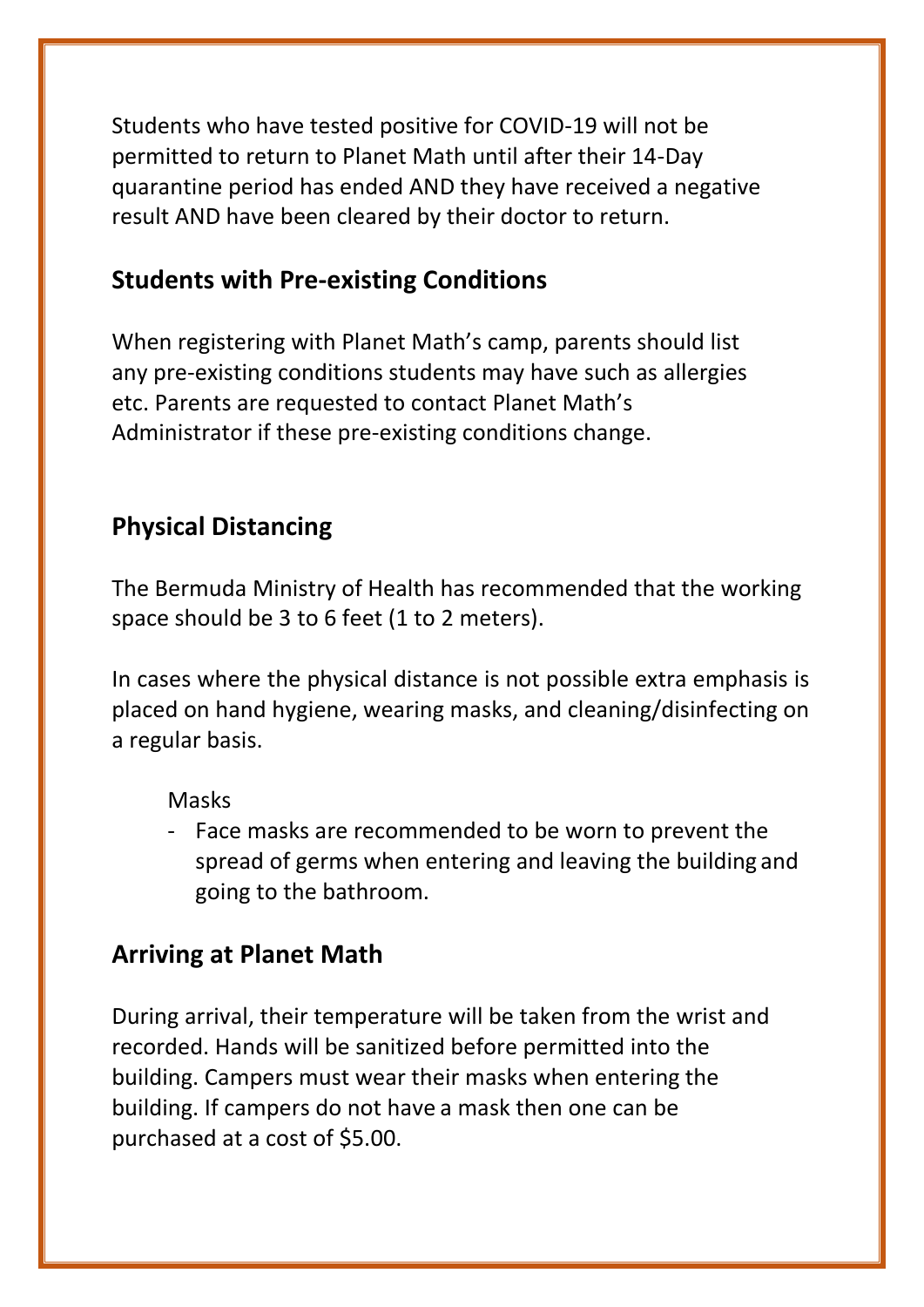Students who have tested positive for COVID-19 will not be permitted to return to Planet Math until after their 14-Day quarantine period has ended AND they have received a negative result AND have been cleared by their doctor to return.

## Students with Pre-existing Conditions

When registering with Planet Math's camp, parents should list any pre-existing conditions students may have such as allergies etc. Parents are requested to contact Planet Math's Administrator if these pre-existing conditions change.

## Physical Distancing

The Bermuda Ministry of Health has recommended that the working space should be 3 to 6 feet (1 to 2 meters).

In cases where the physical distance is not possible extra emphasis is placed on hand hygiene, wearing masks, and cleaning/disinfecting on a regular basis.

Masks

- Face masks are recommended to be worn to prevent the spread of germs when entering and leaving the building and going to the bathroom.

## Arriving at Planet Math

During arrival, their temperature will be taken from the wrist and recorded. Hands will be sanitized before permitted into the building. Campers must wear their masks when entering the building. If campers do not have a mask then one can be purchased at a cost of $5.00.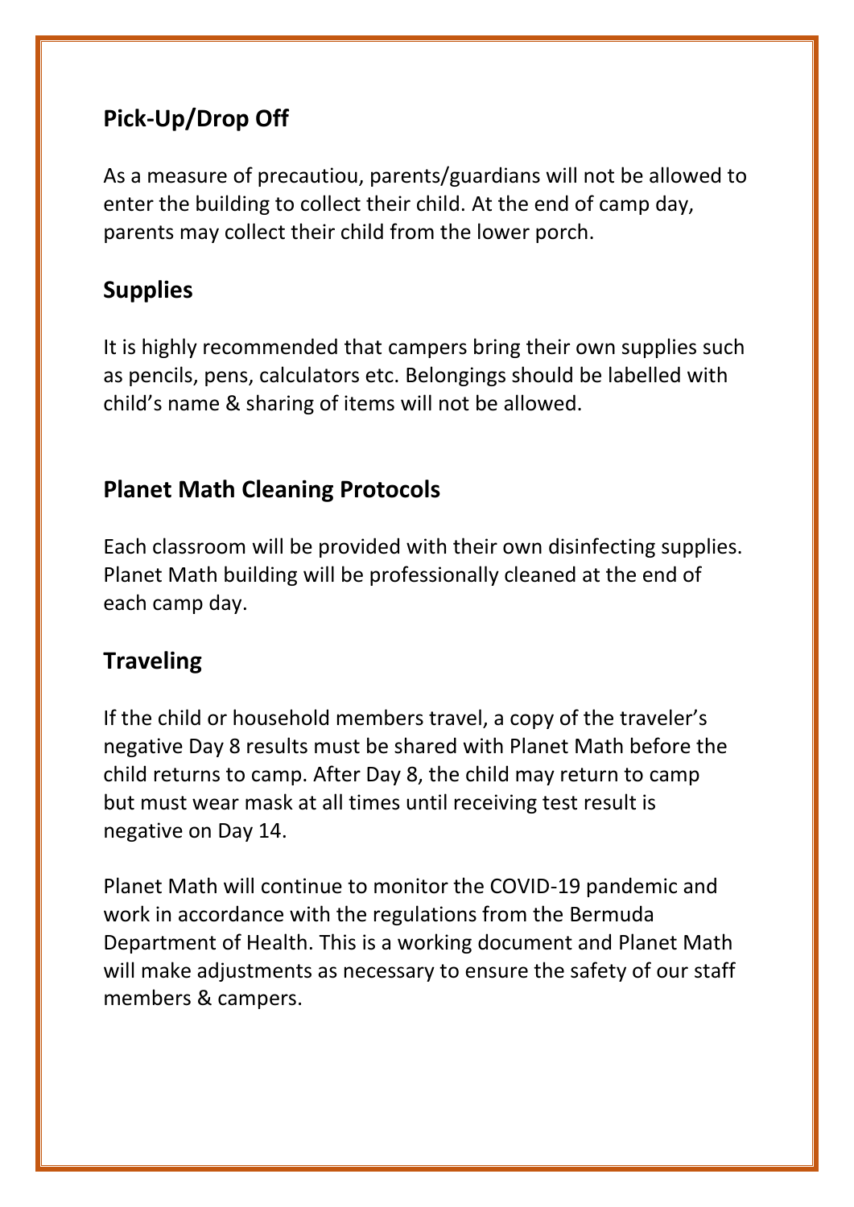## Pick-Up/Drop Off

As a measure of precautiou, parents/guardians will not be allowed to enter the building to collect their child. At the end of camp day, parents may collect their child from the lower porch.

## Supplies

It is highly recommended that campers bring their own supplies such as pencils, pens, calculators etc. Belongings should be labelled with child's name & sharing of items will not be allowed.

## Planet Math Cleaning Protocols

Each classroom will be provided with their own disinfecting supplies. Planet Math building will be professionally cleaned at the end of each camp day.

## Traveling

If the child or household members travel, a copy of the traveler's negative Day 8 results must be shared with Planet Math before the child returns to camp. After Day 8, the child may return to camp but must wear mask at all times until receiving test result is negative on Day 14.

Planet Math will continue to monitor the COVID-19 pandemic and work in accordance with the regulations from the Bermuda Department of Health. This is a working document and Planet Math will make adjustments as necessary to ensure the safety of our staff members & campers.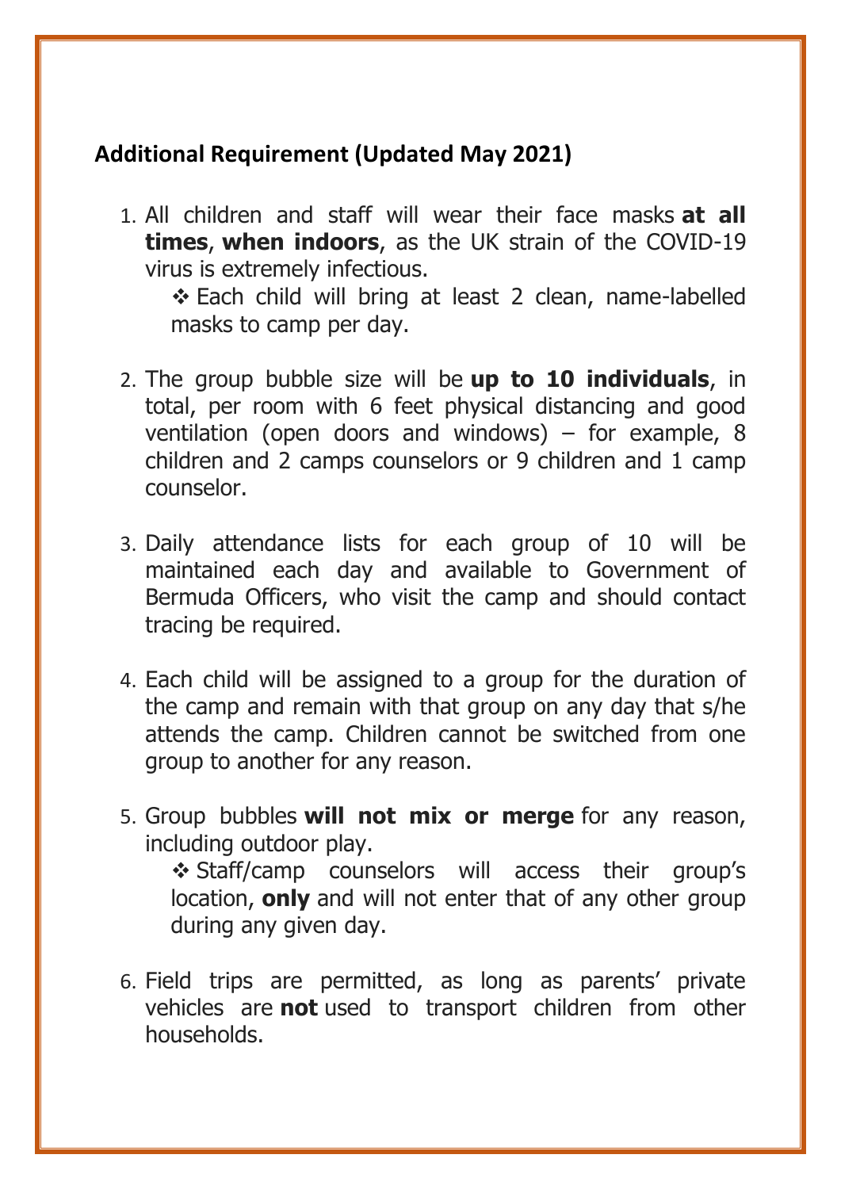## Additional Requirement (Updated May 2021)

1. All children and staff will wear their face masks **at all times**, **when indoors**, as the UK strain of the COVID-19 virus is extremely infectious.
   - ❖ Each child will bring at least 2 clean, name-labelled masks to camp per day.

2. The group bubble size will be **up to 10 individuals**, in total, per room with 6 feet physical distancing and good ventilation (open doors and windows) – for example, 8 children and 2 camps counselors or 9 children and 1 camp counselor.

3. Daily attendance lists for each group of 10 will be maintained each day and available to Government of Bermuda Officers, who visit the camp and should contact tracing be required.

4. Each child will be assigned to a group for the duration of the camp and remain with that group on any day that s/he attends the camp. Children cannot be switched from one group to another for any reason.

5. Group bubbles **will not mix or merge** for any reason, including outdoor play.
   - ❖ Staff/camp counselors will access their group's location, **only** and will not enter that of any other group during any given day.

6. Field trips are permitted, as long as parents' private vehicles are **not** used to transport children from other households.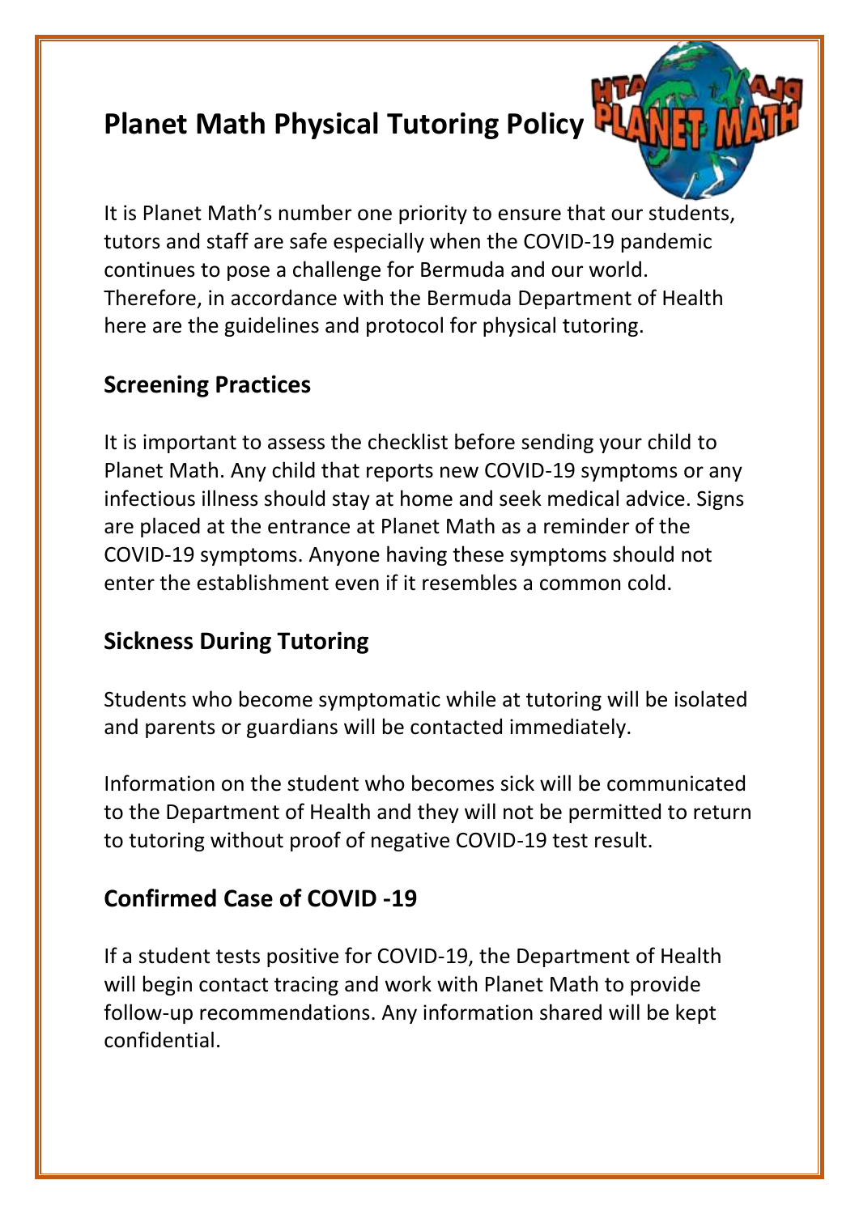# Planet Math Physical Tutoring Policy

It is Planet Math's number one priority to ensure that our students, tutors and staff are safe especially when the COVID-19 pandemic continues to pose a challenge for Bermuda and our world. Therefore, in accordance with the Bermuda Department of Health here are the guidelines and protocol for physical tutoring.

## Screening Practices

It is important to assess the checklist before sending your child to Planet Math. Any child that reports new COVID-19 symptoms or any infectious illness should stay at home and seek medical advice. Signs are placed at the entrance at Planet Math as a reminder of the COVID-19 symptoms. Anyone having these symptoms should not enter the establishment even if it resembles a common cold.

## Sickness During Tutoring

Students who become symptomatic while at tutoring will be isolated and parents or guardians will be contacted immediately.

Information on the student who becomes sick will be communicated to the Department of Health and they will not be permitted to return to tutoring without proof of negative COVID-19 test result.

## Confirmed Case of COVID -19

If a student tests positive for COVID-19, the Department of Health will begin contact tracing and work with Planet Math to provide follow-up recommendations. Any information shared will be kept confidential.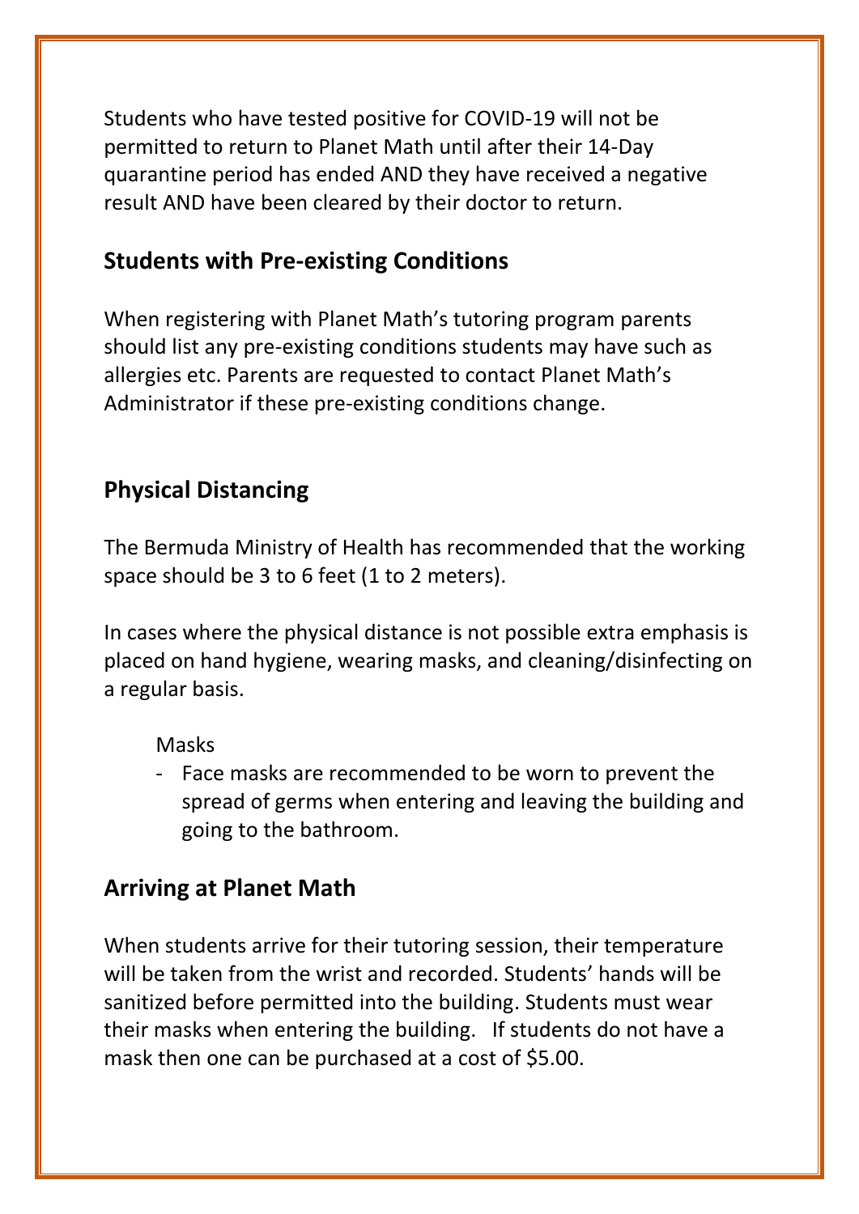Students who have tested positive for COVID-19 will not be permitted to return to Planet Math until after their 14-Day quarantine period has ended AND they have received a negative result AND have been cleared by their doctor to return.

## Students with Pre-existing Conditions

When registering with Planet Math's tutoring program parents should list any pre-existing conditions students may have such as allergies etc. Parents are requested to contact Planet Math's Administrator if these pre-existing conditions change.

## Physical Distancing

The Bermuda Ministry of Health has recommended that the working space should be 3 to 6 feet (1 to 2 meters).

In cases where the physical distance is not possible extra emphasis is placed on hand hygiene, wearing masks, and cleaning/disinfecting on a regular basis.

Masks

- Face masks are recommended to be worn to prevent the spread of germs when entering and leaving the building and going to the bathroom.

## Arriving at Planet Math

When students arrive for their tutoring session, their temperature will be taken from the wrist and recorded. Students' hands will be sanitized before permitted into the building. Students must wear their masks when entering the building. If students do not have a mask then one can be purchased at a cost of $5.00.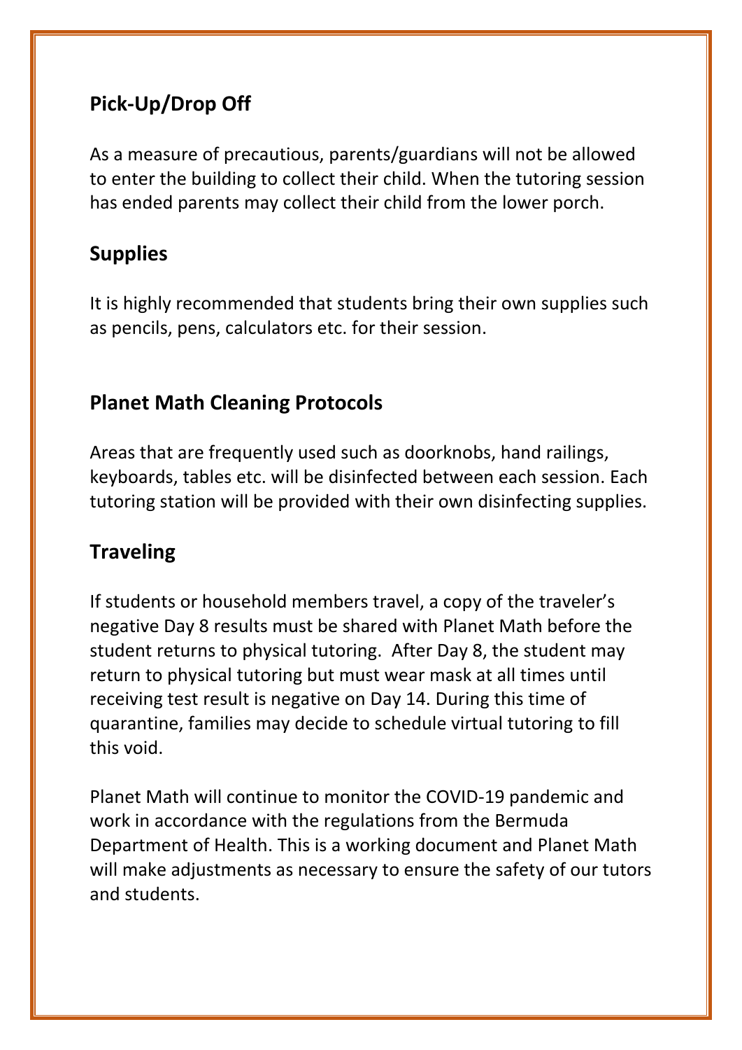## Pick-Up/Drop Off

As a measure of precautious, parents/guardians will not be allowed to enter the building to collect their child. When the tutoring session has ended parents may collect their child from the lower porch.

## Supplies

It is highly recommended that students bring their own supplies such as pencils, pens, calculators etc. for their session.

## Planet Math Cleaning Protocols

Areas that are frequently used such as doorknobs, hand railings, keyboards, tables etc. will be disinfected between each session. Each tutoring station will be provided with their own disinfecting supplies.

## Traveling

If students or household members travel, a copy of the traveler's negative Day 8 results must be shared with Planet Math before the student returns to physical tutoring. After Day 8, the student may return to physical tutoring but must wear mask at all times until receiving test result is negative on Day 14. During this time of quarantine, families may decide to schedule virtual tutoring to fill this void.

Planet Math will continue to monitor the COVID-19 pandemic and work in accordance with the regulations from the Bermuda Department of Health. This is a working document and Planet Math will make adjustments as necessary to ensure the safety of our tutors and students.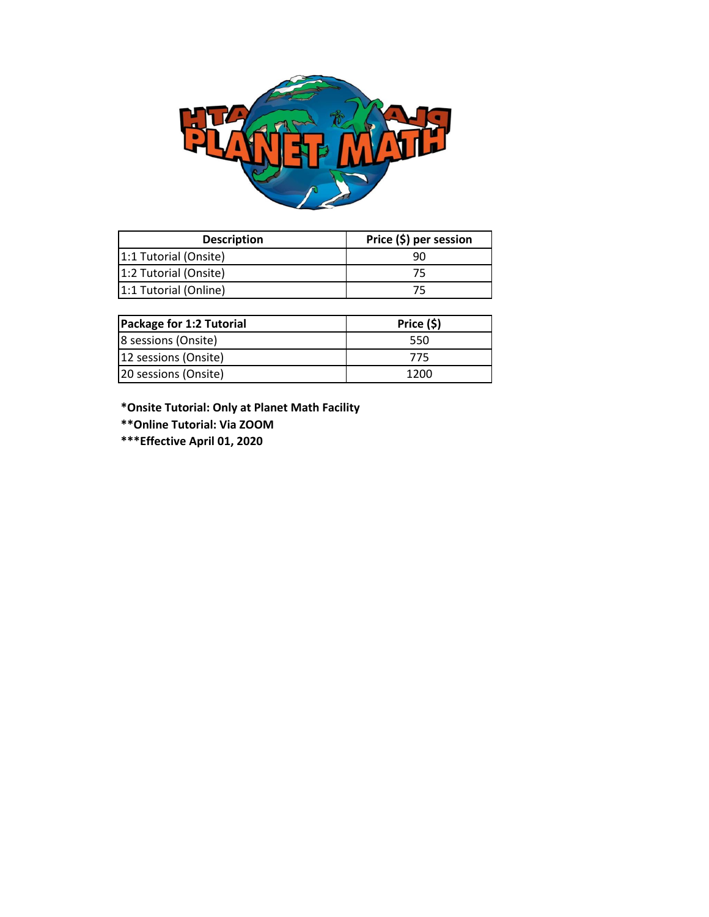| Description | Price ($) per session |
|---|---|
| 1:1 Tutorial (Onsite) | 90 |
| 1:2 Tutorial (Onsite) | 75 |
| 1:1 Tutorial (Online) | 75 |

| Package for 1:2 Tutorial | Price ($) |
|---|---|
| 8 sessions (Onsite) | 550 |
| 12 sessions (Onsite) | 775 |
| 20 sessions (Onsite) | 1200 |

**\*Onsite Tutorial: Only at Planet Math Facility**

**\*\*Online Tutorial: Via ZOOM**

**\*\*\*Effective April 01, 2020**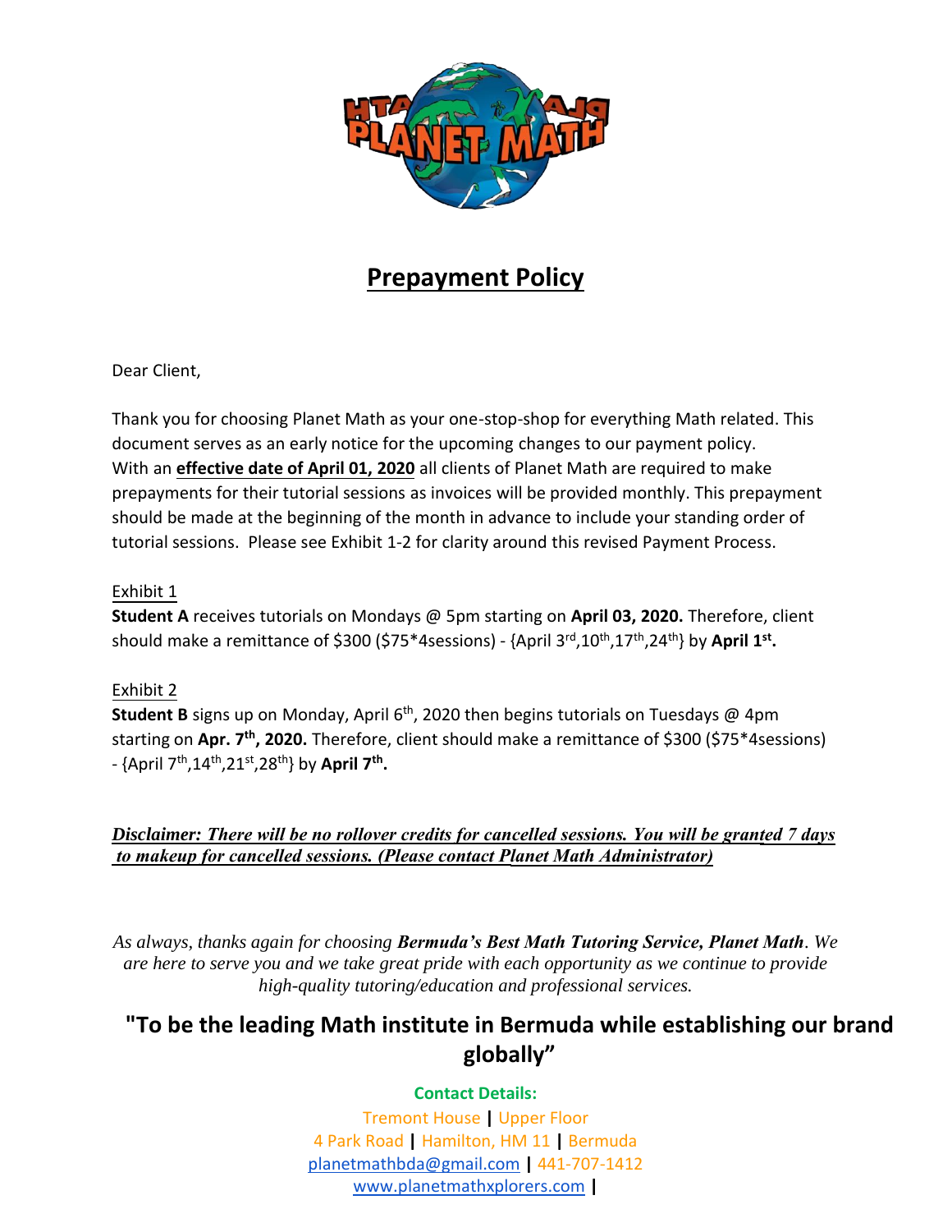# Prepayment Policy

Dear Client,

Thank you for choosing Planet Math as your one-stop-shop for everything Math related. This document serves as an early notice for the upcoming changes to our payment policy. With an **effective date of April 01, 2020** all clients of Planet Math are required to make prepayments for their tutorial sessions as invoices will be provided monthly. This prepayment should be made at the beginning of the month in advance to include your standing order of tutorial sessions. Please see Exhibit 1-2 for clarity around this revised Payment Process.

Exhibit 1

**Student A** receives tutorials on Mondays @ 5pm starting on **April 03, 2020.** Therefore, client should make a remittance of $300 ($75*4sessions) - {April 3rd,10th,17th,24th} by **April 1st.**

Exhibit 2

**Student B** signs up on Monday, April 6th, 2020 then begins tutorials on Tuesdays @ 4pm starting on **Apr. 7th, 2020.** Therefore, client should make a remittance of $300 ($75*4sessions) - {April 7th,14th,21st,28th} by **April 7th.**

***Disclaimer: There will be no rollover credits for cancelled sessions. You will be granted 7 days to makeup for cancelled sessions. (Please contact Planet Math Administrator)***

*As always, thanks again for choosing **Bermuda's Best Math Tutoring Service, Planet Math**. We are here to serve you and we take great pride with each opportunity as we continue to provide high-quality tutoring/education and professional services.*

## "To be the leading Math institute in Bermuda while establishing our brand globally"

**Contact Details:**

Tremont House | Upper Floor

4 Park Road | Hamilton, HM 11 | Bermuda

planetmathbda@gmail.com | 441-707-1412

www.planetmathxplorers.com |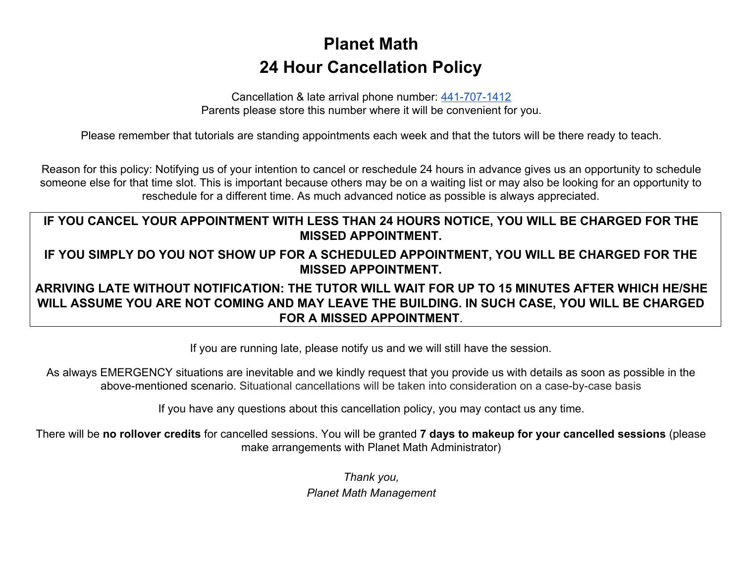# Planet Math
# 24 Hour Cancellation Policy

Cancellation & late arrival phone number: [441-707-1412](tel:441-707-1412)
Parents please store this number where it will be convenient for you.

Please remember that tutorials are standing appointments each week and that the tutors will be there ready to teach.

Reason for this policy: Notifying us of your intention to cancel or reschedule 24 hours in advance gives us an opportunity to schedule someone else for that time slot. This is important because others may be on a waiting list or may also be looking for an opportunity to reschedule for a different time. As much advanced notice as possible is always appreciated.

**IF YOU CANCEL YOUR APPOINTMENT WITH LESS THAN 24 HOURS NOTICE, YOU WILL BE CHARGED FOR THE MISSED APPOINTMENT.**

**IF YOU SIMPLY DO YOU NOT SHOW UP FOR A SCHEDULED APPOINTMENT, YOU WILL BE CHARGED FOR THE MISSED APPOINTMENT.**

**ARRIVING LATE WITHOUT NOTIFICATION: THE TUTOR WILL WAIT FOR UP TO 15 MINUTES AFTER WHICH HE/SHE WILL ASSUME YOU ARE NOT COMING AND MAY LEAVE THE BUILDING. IN SUCH CASE, YOU WILL BE CHARGED FOR A MISSED APPOINTMENT**.

If you are running late, please notify us and we will still have the session.

As always EMERGENCY situations are inevitable and we kindly request that you provide us with details as soon as possible in the above-mentioned scenario. Situational cancellations will be taken into consideration on a case-by-case basis

If you have any questions about this cancellation policy, you may contact us any time.

There will be **no rollover credits** for cancelled sessions. You will be granted **7 days to makeup for your cancelled sessions** (please make arrangements with Planet Math Administrator)

*Thank you,*
*Planet Math Management*